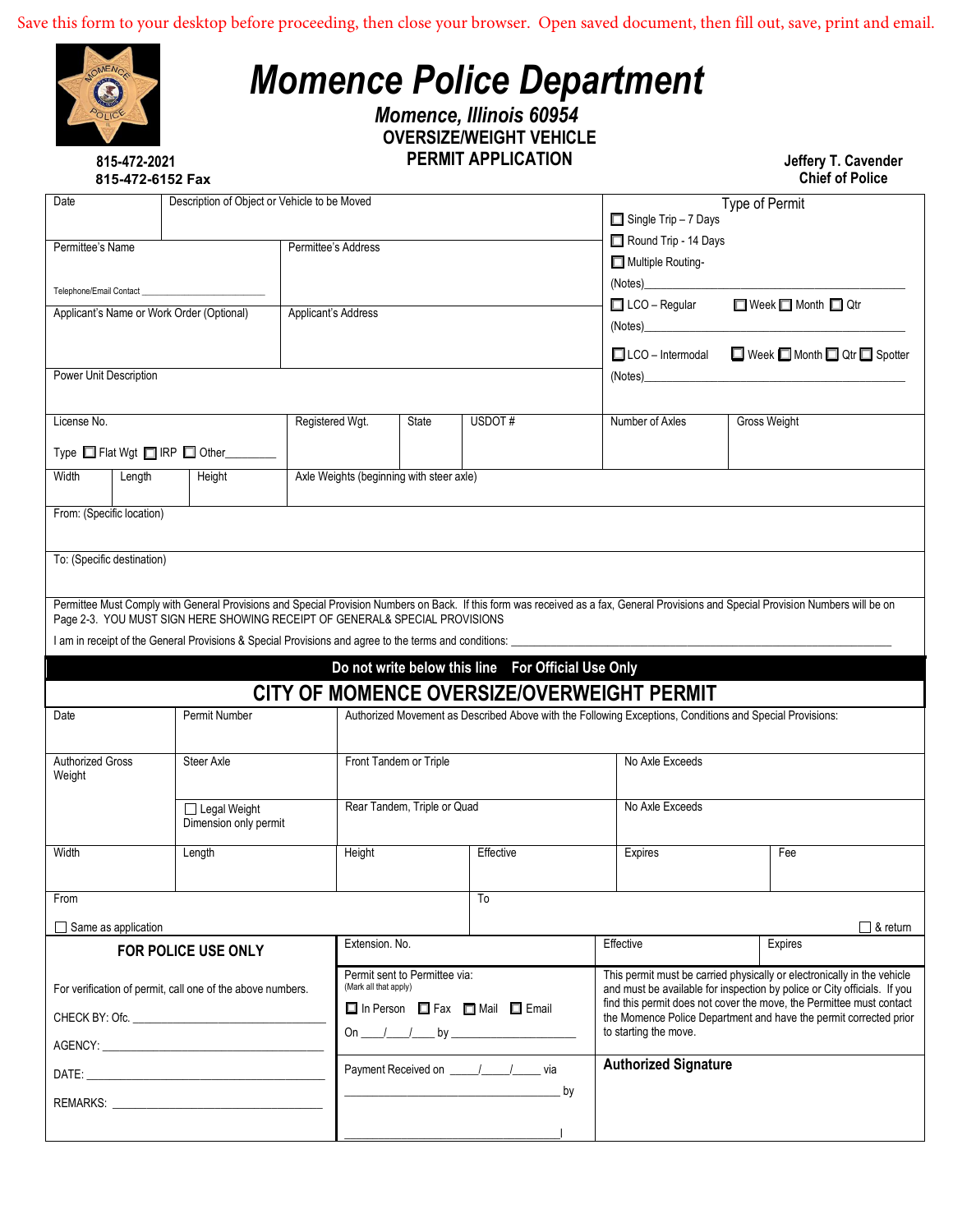Save this form to your desktop before proceeding, then close your browser. Open saved document, then fill out, save, print and email.

# Momence Police Department

## Momence, Illinois 60954

### OVERSIZE/WEIGHT VEHICLE PERMIT APPLICATION

815-472-2021
815-472-6152 Fax

Jeffery T. Cavender
Chief of Police

| Date | Description of Object or Vehicle to be Moved | | Type of Permit |
|---|---|---|---|
| Permittee's Name<br><br>Telephone/Email Contact ________________________ | Permittee's Address | | ☐ Single Trip – 7 Days<br>☐ Round Trip - 14 Days<br>☐ Multiple Routing-<br>(Notes)________________________ |
| Applicant's Name or Work Order (Optional) | Applicant's Address | | ☐ LCO – Regular ☐ Week ☐ Month ☐ Qtr<br>(Notes)________________________ |
| Power Unit Description | | | ☐ LCO – Intermodal ☐ Week ☐ Month ☐ Qtr ☐ Spotter<br>(Notes)________________________ |

| License No.<br><br>Type ☐ Flat Wgt ☐ IRP ☐ Other________ | Registered Wgt. | State | USDOT # | Number of Axles | Gross Weight |
|---|---|---|---|---|---|

| Width | Length | Height | Axle Weights (beginning with steer axle) |
|---|---|---|---|

From: (Specific location)

To: (Specific destination)

Permittee Must Comply with General Provisions and Special Provision Numbers on Back. If this form was received as a fax, General Provisions and Special Provision Numbers will be on Page 2-3. YOU MUST SIGN HERE SHOWING RECEIPT OF GENERAL& SPECIAL PROVISIONS

I am in receipt of the General Provisions & Special Provisions and agree to the terms and conditions: ________________________________________________

**Do not write below this line For Official Use Only**

## CITY OF MOMENCE OVERSIZE/OVERWEIGHT PERMIT

| Date | Permit Number | Authorized Movement as Described Above with the Following Exceptions, Conditions and Special Provisions: | | | |
|---|---|---|---|---|---|
| Authorized Gross Weight | Steer Axle | Front Tandem or Triple | | No Axle Exceeds | |
| | ☐ Legal Weight Dimension only permit | Rear Tandem, Triple or Quad | | No Axle Exceeds | |
| Width | Length | Height | Effective | Expires | Fee |
| From<br><br>☐ Same as application | | | To<br><br>☐ & return | | |

| FOR POLICE USE ONLY | Extension. No. | Effective | Expires |
|---|---|---|---|
| For verification of permit, call one of the above numbers.<br><br>CHECK BY: Ofc. ______________________<br><br>AGENCY: ______________________<br><br>DATE: ______________________<br><br>REMARKS: ______________________ | Permit sent to Permittee via:<br>(Mark all that apply)<br>☐ In Person ☐ Fax ☐ Mail ☐ Email<br>On ___/___/___ by ______________<br><br>Payment Received on _____/_____/_____ via<br>______________________ by<br><br>______________________ | This permit must be carried physically or electronically in the vehicle and must be available for inspection by police or City officials. If you find this permit does not cover the move, the Permittee must contact the Momence Police Department and have the permit corrected prior to starting the move.<br><br>**Authorized Signature** | |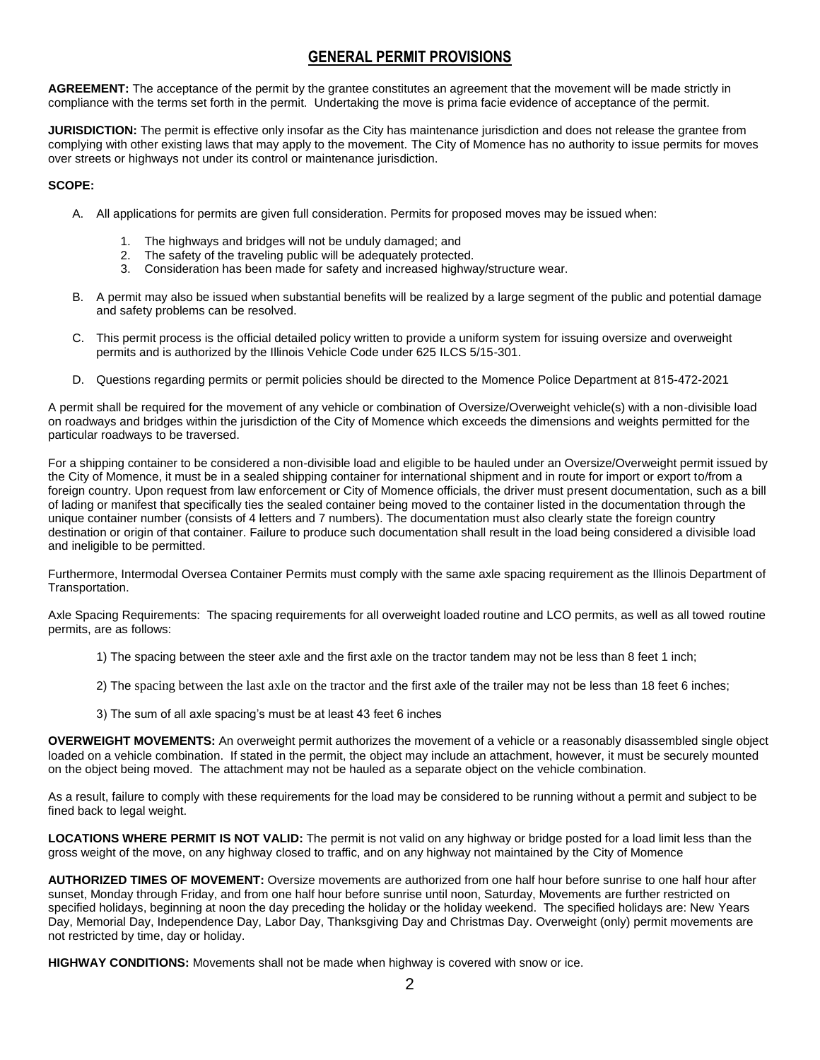# GENERAL PERMIT PROVISIONS

**AGREEMENT:** The acceptance of the permit by the grantee constitutes an agreement that the movement will be made strictly in compliance with the terms set forth in the permit. Undertaking the move is prima facie evidence of acceptance of the permit.

**JURISDICTION:** The permit is effective only insofar as the City has maintenance jurisdiction and does not release the grantee from complying with other existing laws that may apply to the movement. The City of Momence has no authority to issue permits for moves over streets or highways not under its control or maintenance jurisdiction.

**SCOPE:**

A. All applications for permits are given full consideration. Permits for proposed moves may be issued when:

   1. The highways and bridges will not be unduly damaged; and
   2. The safety of the traveling public will be adequately protected.
   3. Consideration has been made for safety and increased highway/structure wear.

B. A permit may also be issued when substantial benefits will be realized by a large segment of the public and potential damage and safety problems can be resolved.

C. This permit process is the official detailed policy written to provide a uniform system for issuing oversize and overweight permits and is authorized by the Illinois Vehicle Code under 625 ILCS 5/15-301.

D. Questions regarding permits or permit policies should be directed to the Momence Police Department at 815-472-2021

A permit shall be required for the movement of any vehicle or combination of Oversize/Overweight vehicle(s) with a non-divisible load on roadways and bridges within the jurisdiction of the City of Momence which exceeds the dimensions and weights permitted for the particular roadways to be traversed.

For a shipping container to be considered a non-divisible load and eligible to be hauled under an Oversize/Overweight permit issued by the City of Momence, it must be in a sealed shipping container for international shipment and in route for import or export to/from a foreign country. Upon request from law enforcement or City of Momence officials, the driver must present documentation, such as a bill of lading or manifest that specifically ties the sealed container being moved to the container listed in the documentation through the unique container number (consists of 4 letters and 7 numbers). The documentation must also clearly state the foreign country destination or origin of that container. Failure to produce such documentation shall result in the load being considered a divisible load and ineligible to be permitted.

Furthermore, Intermodal Oversea Container Permits must comply with the same axle spacing requirement as the Illinois Department of Transportation.

Axle Spacing Requirements: The spacing requirements for all overweight loaded routine and LCO permits, as well as all towed routine permits, are as follows:

1) The spacing between the steer axle and the first axle on the tractor tandem may not be less than 8 feet 1 inch;

2) The spacing between the last axle on the tractor and the first axle of the trailer may not be less than 18 feet 6 inches;

3) The sum of all axle spacing's must be at least 43 feet 6 inches

**OVERWEIGHT MOVEMENTS:** An overweight permit authorizes the movement of a vehicle or a reasonably disassembled single object loaded on a vehicle combination. If stated in the permit, the object may include an attachment, however, it must be securely mounted on the object being moved. The attachment may not be hauled as a separate object on the vehicle combination.

As a result, failure to comply with these requirements for the load may be considered to be running without a permit and subject to be fined back to legal weight.

**LOCATIONS WHERE PERMIT IS NOT VALID:** The permit is not valid on any highway or bridge posted for a load limit less than the gross weight of the move, on any highway closed to traffic, and on any highway not maintained by the City of Momence

**AUTHORIZED TIMES OF MOVEMENT:** Oversize movements are authorized from one half hour before sunrise to one half hour after sunset, Monday through Friday, and from one half hour before sunrise until noon, Saturday, Movements are further restricted on specified holidays, beginning at noon the day preceding the holiday or the holiday weekend. The specified holidays are: New Years Day, Memorial Day, Independence Day, Labor Day, Thanksgiving Day and Christmas Day. Overweight (only) permit movements are not restricted by time, day or holiday.

**HIGHWAY CONDITIONS:** Movements shall not be made when highway is covered with snow or ice.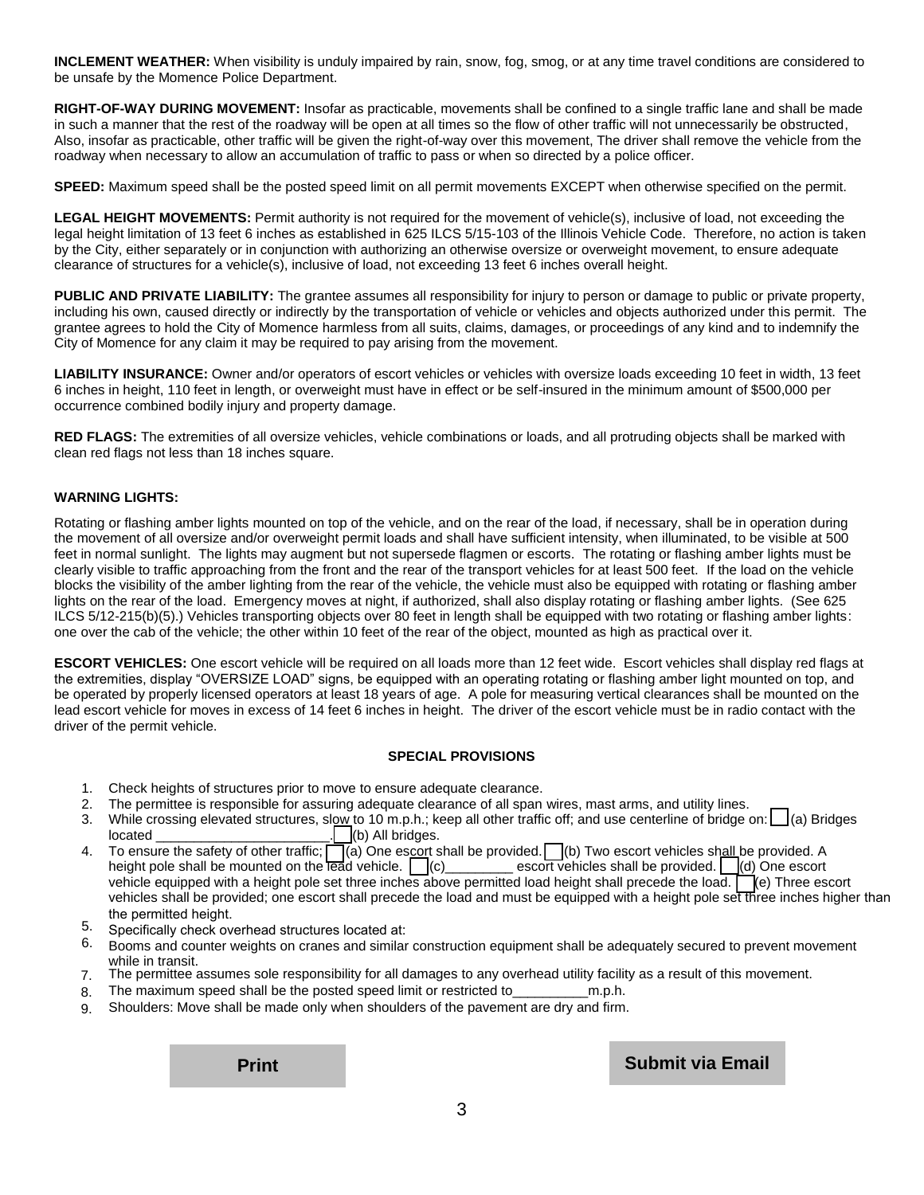**INCLEMENT WEATHER:** When visibility is unduly impaired by rain, snow, fog, smog, or at any time travel conditions are considered to be unsafe by the Momence Police Department.

**RIGHT-OF-WAY DURING MOVEMENT:** Insofar as practicable, movements shall be confined to a single traffic lane and shall be made in such a manner that the rest of the roadway will be open at all times so the flow of other traffic will not unnecessarily be obstructed, Also, insofar as practicable, other traffic will be given the right-of-way over this movement, The driver shall remove the vehicle from the roadway when necessary to allow an accumulation of traffic to pass or when so directed by a police officer.

**SPEED:** Maximum speed shall be the posted speed limit on all permit movements EXCEPT when otherwise specified on the permit.

**LEGAL HEIGHT MOVEMENTS:** Permit authority is not required for the movement of vehicle(s), inclusive of load, not exceeding the legal height limitation of 13 feet 6 inches as established in 625 ILCS 5/15-103 of the Illinois Vehicle Code. Therefore, no action is taken by the City, either separately or in conjunction with authorizing an otherwise oversize or overweight movement, to ensure adequate clearance of structures for a vehicle(s), inclusive of load, not exceeding 13 feet 6 inches overall height.

**PUBLIC AND PRIVATE LIABILITY:** The grantee assumes all responsibility for injury to person or damage to public or private property, including his own, caused directly or indirectly by the transportation of vehicle or vehicles and objects authorized under this permit. The grantee agrees to hold the City of Momence harmless from all suits, claims, damages, or proceedings of any kind and to indemnify the City of Momence for any claim it may be required to pay arising from the movement.

**LIABILITY INSURANCE:** Owner and/or operators of escort vehicles or vehicles with oversize loads exceeding 10 feet in width, 13 feet 6 inches in height, 110 feet in length, or overweight must have in effect or be self-insured in the minimum amount of $500,000 per occurrence combined bodily injury and property damage.

**RED FLAGS:** The extremities of all oversize vehicles, vehicle combinations or loads, and all protruding objects shall be marked with clean red flags not less than 18 inches square.

**WARNING LIGHTS:**

Rotating or flashing amber lights mounted on top of the vehicle, and on the rear of the load, if necessary, shall be in operation during the movement of all oversize and/or overweight permit loads and shall have sufficient intensity, when illuminated, to be visible at 500 feet in normal sunlight. The lights may augment but not supersede flagmen or escorts. The rotating or flashing amber lights must be clearly visible to traffic approaching from the front and the rear of the transport vehicles for at least 500 feet. If the load on the vehicle blocks the visibility of the amber lighting from the rear of the vehicle, the vehicle must also be equipped with rotating or flashing amber lights on the rear of the load. Emergency moves at night, if authorized, shall also display rotating or flashing amber lights. (See 625 ILCS 5/12-215(b)(5).) Vehicles transporting objects over 80 feet in length shall be equipped with two rotating or flashing amber lights: one over the cab of the vehicle; the other within 10 feet of the rear of the object, mounted as high as practical over it.

**ESCORT VEHICLES:** One escort vehicle will be required on all loads more than 12 feet wide. Escort vehicles shall display red flags at the extremities, display "OVERSIZE LOAD" signs, be equipped with an operating rotating or flashing amber light mounted on top, and be operated by properly licensed operators at least 18 years of age. A pole for measuring vertical clearances shall be mounted on the lead escort vehicle for moves in excess of 14 feet 6 inches in height. The driver of the escort vehicle must be in radio contact with the driver of the permit vehicle.

**SPECIAL PROVISIONS**

1. Check heights of structures prior to move to ensure adequate clearance.
2. The permittee is responsible for assuring adequate clearance of all span wires, mast arms, and utility lines.
3. While crossing elevated structures, slow to 10 m.p.h.; keep all other traffic off; and use centerline of bridge on: ☐ (a) Bridges located \_\_\_\_\_\_\_\_\_\_\_\_\_\_\_\_\_\_\_\_\_\_. ☐ (b) All bridges.
4. To ensure the safety of other traffic; ☐ (a) One escort shall be provided. ☐ (b) Two escort vehicles shall be provided. A height pole shall be mounted on the lead vehicle. ☐ (c)\_\_\_\_\_\_\_\_\_ escort vehicles shall be provided. ☐ (d) One escort vehicle equipped with a height pole set three inches above permitted load height shall precede the load. ☐ (e) Three escort vehicles shall be provided; one escort shall precede the load and must be equipped with a height pole set three inches higher than the permitted height.
5. Specifically check overhead structures located at:
6. Booms and counter weights on cranes and similar construction equipment shall be adequately secured to prevent movement while in transit.
7. The permittee assumes sole responsibility for all damages to any overhead utility facility as a result of this movement.
8. The maximum speed shall be the posted speed limit or restricted to\_\_\_\_\_\_\_\_\_\_m.p.h.
9. Shoulders: Move shall be made only when shoulders of the pavement are dry and firm.

Print

Submit via Email